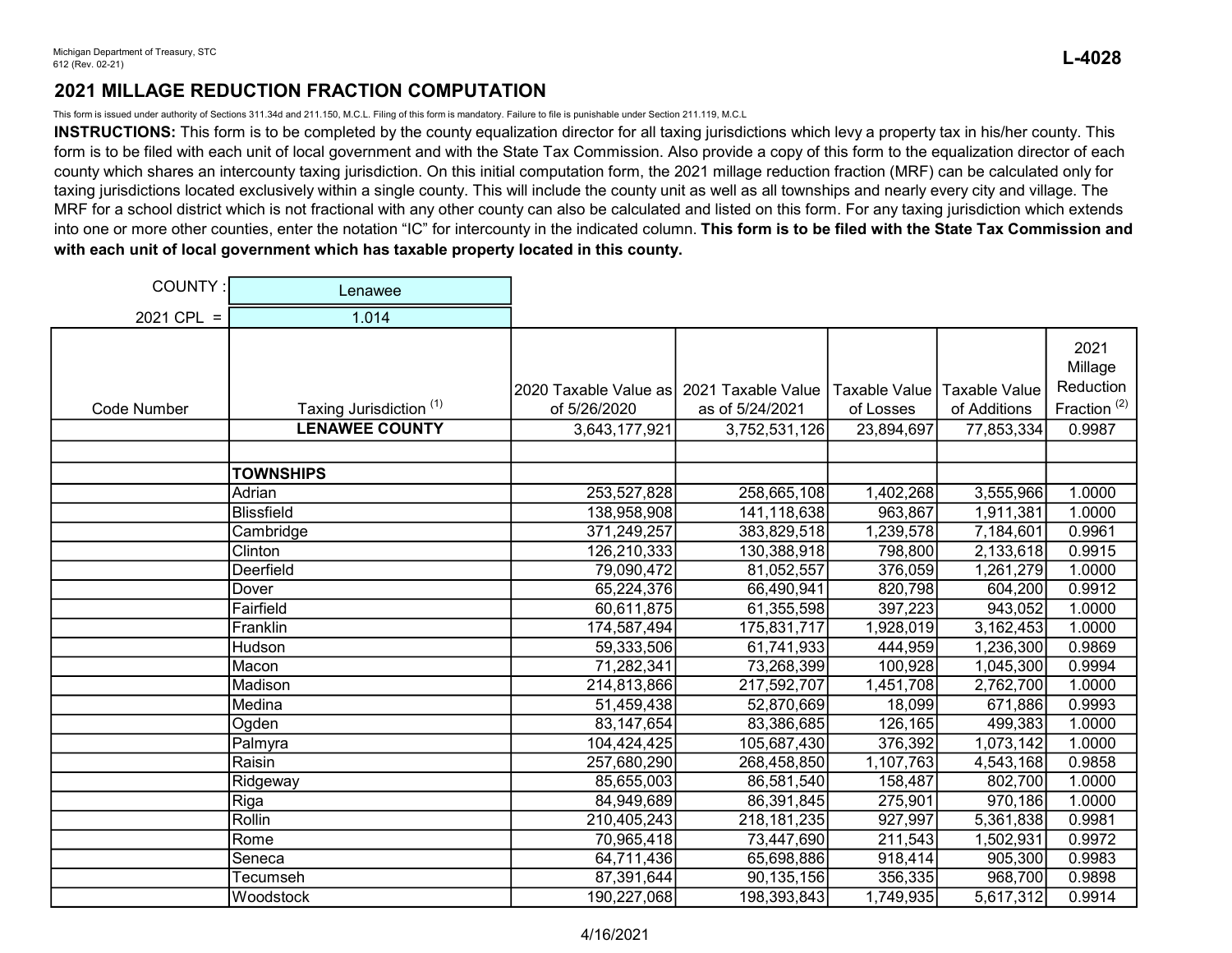Michigan Department of Treasury, STC
612 (Rev. 02-21)

**L-4028**

## 2021 MILLAGE REDUCTION FRACTION COMPUTATION

This form is issued under authority of Sections 311.34d and 211.150, M.C.L. Filing of this form is mandatory. Failure to file is punishable under Section 211.119, M.C.L

**INSTRUCTIONS:** This form is to be completed by the county equalization director for all taxing jurisdictions which levy a property tax in his/her county. This form is to be filed with each unit of local government and with the State Tax Commission. Also provide a copy of this form to the equalization director of each county which shares an intercounty taxing jurisdiction. On this initial computation form, the 2021 millage reduction fraction (MRF) can be calculated only for taxing jurisdictions located exclusively within a single county. This will include the county unit as well as all townships and nearly every city and village. The MRF for a school district which is not fractional with any other county can also be calculated and listed on this form. For any taxing jurisdiction which extends into one or more other counties, enter the notation "IC" for intercounty in the indicated column. **This form is to be filed with the State Tax Commission and with each unit of local government which has taxable property located in this county.**

COUNTY : Lenawee

2021 CPL = 1.014

| Code Number | Taxing Jurisdiction [1] | 2020 Taxable Value as of 5/26/2020 | 2021 Taxable Value as of 5/24/2021 | Taxable Value of Losses | Taxable Value of Additions | 2021 Millage Reduction Fraction [2] |
|---|---|---|---|---|---|---|
| | **LENAWEE COUNTY** | 3,643,177,921 | 3,752,531,126 | 23,894,697 | 77,853,334 | 0.9987 |
| | | | | | | |
| | **TOWNSHIPS** | | | | | |
| | Adrian | 253,527,828 | 258,665,108 | 1,402,268 | 3,555,966 | 1.0000 |
| | Blissfield | 138,958,908 | 141,118,638 | 963,867 | 1,911,381 | 1.0000 |
| | Cambridge | 371,249,257 | 383,829,518 | 1,239,578 | 7,184,601 | 0.9961 |
| | Clinton | 126,210,333 | 130,388,918 | 798,800 | 2,133,618 | 0.9915 |
| | Deerfield | 79,090,472 | 81,052,557 | 376,059 | 1,261,279 | 1.0000 |
| | Dover | 65,224,376 | 66,490,941 | 820,798 | 604,200 | 0.9912 |
| | Fairfield | 60,611,875 | 61,355,598 | 397,223 | 943,052 | 1.0000 |
| | Franklin | 174,587,494 | 175,831,717 | 1,928,019 | 3,162,453 | 1.0000 |
| | Hudson | 59,333,506 | 61,741,933 | 444,959 | 1,236,300 | 0.9869 |
| | Macon | 71,282,341 | 73,268,399 | 100,928 | 1,045,300 | 0.9994 |
| | Madison | 214,813,866 | 217,592,707 | 1,451,708 | 2,762,700 | 1.0000 |
| | Medina | 51,459,438 | 52,870,669 | 18,099 | 671,886 | 0.9993 |
| | Ogden | 83,147,654 | 83,386,685 | 126,165 | 499,383 | 1.0000 |
| | Palmyra | 104,424,425 | 105,687,430 | 376,392 | 1,073,142 | 1.0000 |
| | Raisin | 257,680,290 | 268,458,850 | 1,107,763 | 4,543,168 | 0.9858 |
| | Ridgeway | 85,655,003 | 86,581,540 | 158,487 | 802,700 | 1.0000 |
| | Riga | 84,949,689 | 86,391,845 | 275,901 | 970,186 | 1.0000 |
| | Rollin | 210,405,243 | 218,181,235 | 927,997 | 5,361,838 | 0.9981 |
| | Rome | 70,965,418 | 73,447,690 | 211,543 | 1,502,931 | 0.9972 |
| | Seneca | 64,711,436 | 65,698,886 | 918,414 | 905,300 | 0.9983 |
| | Tecumseh | 87,391,644 | 90,135,156 | 356,335 | 968,700 | 0.9898 |
| | Woodstock | 190,227,068 | 198,393,843 | 1,749,935 | 5,617,312 | 0.9914 |

4/16/2021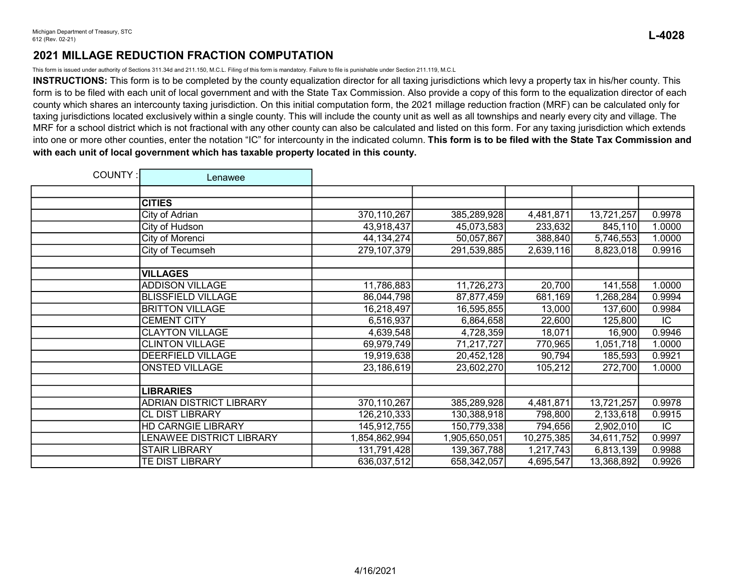Michigan Department of Treasury, STC
612 (Rev. 02-21)

**L-4028**

## 2021 MILLAGE REDUCTION FRACTION COMPUTATION

This form is issued under authority of Sections 311.34d and 211.150, M.C.L. Filing of this form is mandatory. Failure to file is punishable under Section 211.119, M.C.L

**INSTRUCTIONS:** This form is to be completed by the county equalization director for all taxing jurisdictions which levy a property tax in his/her county. This form is to be filed with each unit of local government and with the State Tax Commission. Also provide a copy of this form to the equalization director of each county which shares an intercounty taxing jurisdiction. On this initial computation form, the 2021 millage reduction fraction (MRF) can be calculated only for taxing jurisdictions located exclusively within a single county. This will include the county unit as well as all townships and nearly every city and village. The MRF for a school district which is not fractional with any other county can also be calculated and listed on this form. For any taxing jurisdiction which extends into one or more other counties, enter the notation "IC" for intercounty in the indicated column. **This form is to be filed with the State Tax Commission and with each unit of local government which has taxable property located in this county.**

COUNTY : Lenawee

| | | | | | | |
|---|---|---|---|---|---|---|
| | **CITIES** | | | | | |
| | City of Adrian | 370,110,267 | 385,289,928 | 4,481,871 | 13,721,257 | 0.9978 |
| | City of Hudson | 43,918,437 | 45,073,583 | 233,632 | 845,110 | 1.0000 |
| | City of Morenci | 44,134,274 | 50,057,867 | 388,840 | 5,746,553 | 1.0000 |
| | City of Tecumseh | 279,107,379 | 291,539,885 | 2,639,116 | 8,823,018 | 0.9916 |
| | | | | | | |
| | **VILLAGES** | | | | | |
| | ADDISON VILLAGE | 11,786,883 | 11,726,273 | 20,700 | 141,558 | 1.0000 |
| | BLISSFIELD VILLAGE | 86,044,798 | 87,877,459 | 681,169 | 1,268,284 | 0.9994 |
| | BRITTON VILLAGE | 16,218,497 | 16,595,855 | 13,000 | 137,600 | 0.9984 |
| | CEMENT CITY | 6,516,937 | 6,864,658 | 22,600 | 125,800 | IC |
| | CLAYTON VILLAGE | 4,639,548 | 4,728,359 | 18,071 | 16,900 | 0.9946 |
| | CLINTON VILLAGE | 69,979,749 | 71,217,727 | 770,965 | 1,051,718 | 1.0000 |
| | DEERFIELD VILLAGE | 19,919,638 | 20,452,128 | 90,794 | 185,593 | 0.9921 |
| | ONSTED VILLAGE | 23,186,619 | 23,602,270 | 105,212 | 272,700 | 1.0000 |
| | | | | | | |
| | **LIBRARIES** | | | | | |
| | ADRIAN DISTRICT LIBRARY | 370,110,267 | 385,289,928 | 4,481,871 | 13,721,257 | 0.9978 |
| | CL DIST LIBRARY | 126,210,333 | 130,388,918 | 798,800 | 2,133,618 | 0.9915 |
| | HD CARNGIE LIBRARY | 145,912,755 | 150,779,338 | 794,656 | 2,902,010 | IC |
| | LENAWEE DISTRICT LIBRARY | 1,854,862,994 | 1,905,650,051 | 10,275,385 | 34,611,752 | 0.9997 |
| | STAIR LIBRARY | 131,791,428 | 139,367,788 | 1,217,743 | 6,813,139 | 0.9988 |
| | TE DIST LIBRARY | 636,037,512 | 658,342,057 | 4,695,547 | 13,368,892 | 0.9926 |

4/16/2021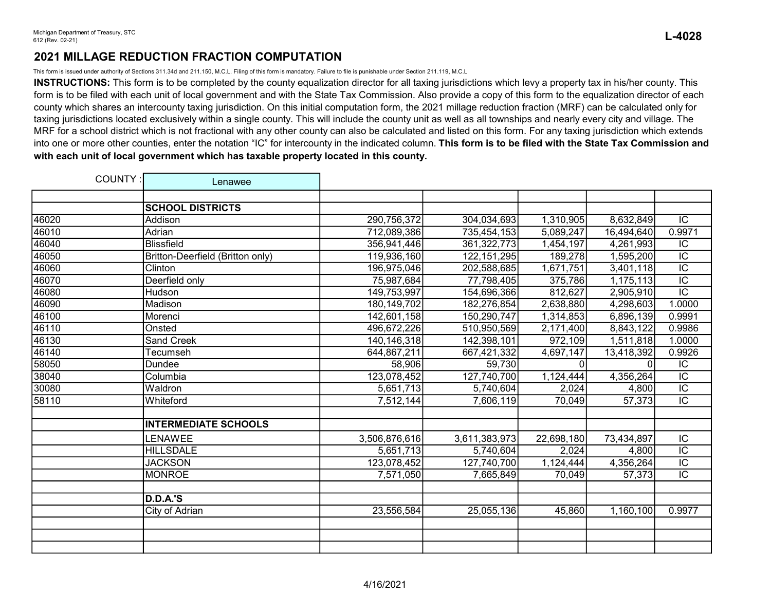Michigan Department of Treasury, STC
612 (Rev. 02-21)

**L-4028**

# 2021 MILLAGE REDUCTION FRACTION COMPUTATION

This form is issued under authority of Sections 311.34d and 211.150, M.C.L. Filing of this form is mandatory. Failure to file is punishable under Section 211.119, M.C.L

**INSTRUCTIONS:** This form is to be completed by the county equalization director for all taxing jurisdictions which levy a property tax in his/her county. This form is to be filed with each unit of local government and with the State Tax Commission. Also provide a copy of this form to the equalization director of each county which shares an intercounty taxing jurisdiction. On this initial computation form, the 2021 millage reduction fraction (MRF) can be calculated only for taxing jurisdictions located exclusively within a single county. This will include the county unit as well as all townships and nearly every city and village. The MRF for a school district which is not fractional with any other county can also be calculated and listed on this form. For any taxing jurisdiction which extends into one or more other counties, enter the notation "IC" for intercounty in the indicated column. **This form is to be filed with the State Tax Commission and with each unit of local government which has taxable property located in this county.**

COUNTY : Lenawee

| | | | | | | |
|---|---|---|---|---|---|---|
| | **SCHOOL DISTRICTS** | | | | | |
| 46020 | Addison | 290,756,372 | 304,034,693 | 1,310,905 | 8,632,849 | IC |
| 46010 | Adrian | 712,089,386 | 735,454,153 | 5,089,247 | 16,494,640 | 0.9971 |
| 46040 | Blissfield | 356,941,446 | 361,322,773 | 1,454,197 | 4,261,993 | IC |
| 46050 | Britton-Deerfield (Britton only) | 119,936,160 | 122,151,295 | 189,278 | 1,595,200 | IC |
| 46060 | Clinton | 196,975,046 | 202,588,685 | 1,671,751 | 3,401,118 | IC |
| 46070 | Deerfield only | 75,987,684 | 77,798,405 | 375,786 | 1,175,113 | IC |
| 46080 | Hudson | 149,753,997 | 154,696,366 | 812,627 | 2,905,910 | IC |
| 46090 | Madison | 180,149,702 | 182,276,854 | 2,638,880 | 4,298,603 | 1.0000 |
| 46100 | Morenci | 142,601,158 | 150,290,747 | 1,314,853 | 6,896,139 | 0.9991 |
| 46110 | Onsted | 496,672,226 | 510,950,569 | 2,171,400 | 8,843,122 | 0.9986 |
| 46130 | Sand Creek | 140,146,318 | 142,398,101 | 972,109 | 1,511,818 | 1.0000 |
| 46140 | Tecumseh | 644,867,211 | 667,421,332 | 4,697,147 | 13,418,392 | 0.9926 |
| 58050 | Dundee | 58,906 | 59,730 | 0 | 0 | IC |
| 38040 | Columbia | 123,078,452 | 127,740,700 | 1,124,444 | 4,356,264 | IC |
| 30080 | Waldron | 5,651,713 | 5,740,604 | 2,024 | 4,800 | IC |
| 58110 | Whiteford | 7,512,144 | 7,606,119 | 70,049 | 57,373 | IC |
| | | | | | | |
| | **INTERMEDIATE SCHOOLS** | | | | | |
| | LENAWEE | 3,506,876,616 | 3,611,383,973 | 22,698,180 | 73,434,897 | IC |
| | HILLSDALE | 5,651,713 | 5,740,604 | 2,024 | 4,800 | IC |
| | JACKSON | 123,078,452 | 127,740,700 | 1,124,444 | 4,356,264 | IC |
| | MONROE | 7,571,050 | 7,665,849 | 70,049 | 57,373 | IC |
| | | | | | | |
| | **D.D.A.'S** | | | | | |
| | City of Adrian | 23,556,584 | 25,055,136 | 45,860 | 1,160,100 | 0.9977 |
| | | | | | | |
| | | | | | | |
| | | | | | | |

4/16/2021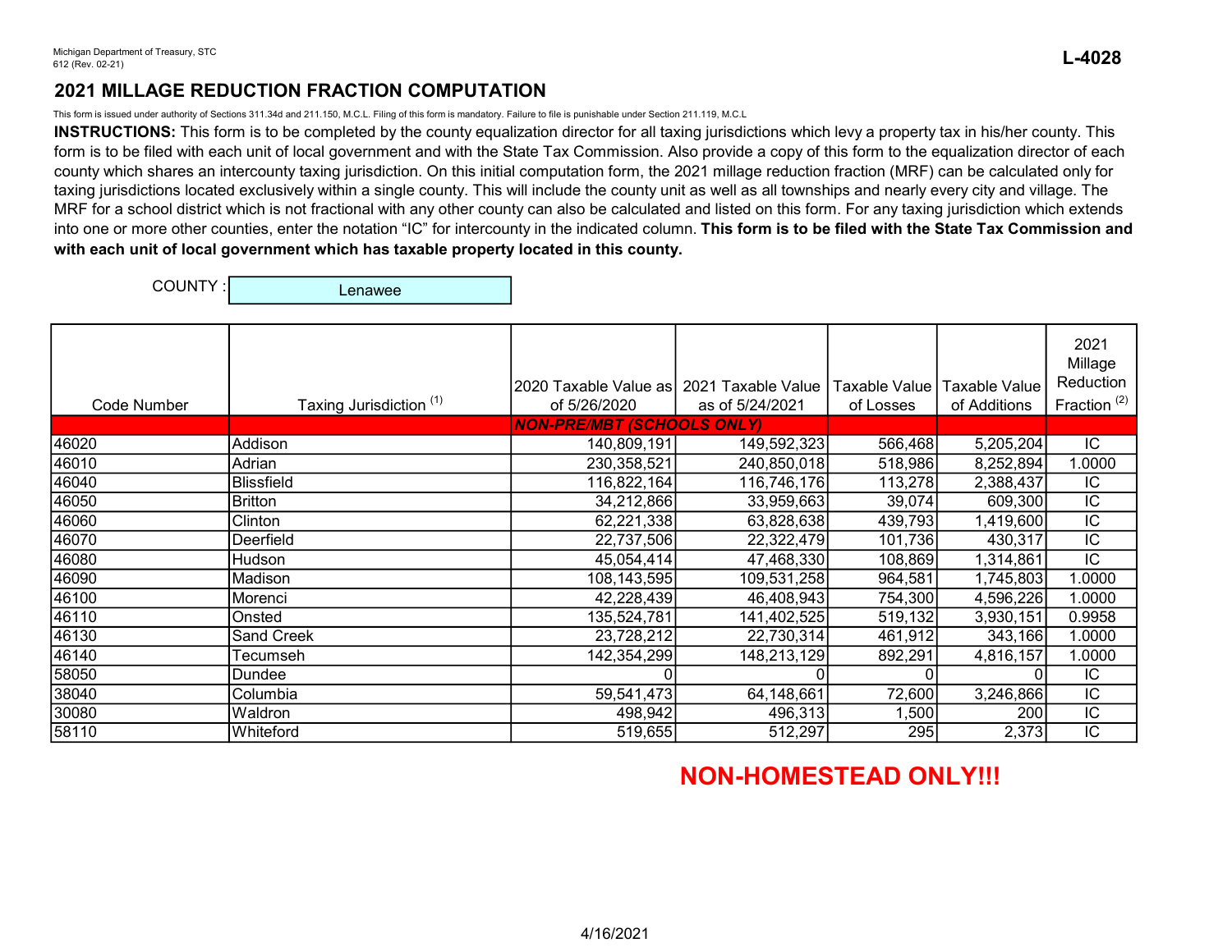Michigan Department of Treasury, STC
612 (Rev. 02-21)

**L-4028**

## 2021 MILLAGE REDUCTION FRACTION COMPUTATION

This form is issued under authority of Sections 311.34d and 211.150, M.C.L. Filing of this form is mandatory. Failure to file is punishable under Section 211.119, M.C.L

**INSTRUCTIONS:** This form is to be completed by the county equalization director for all taxing jurisdictions which levy a property tax in his/her county. This form is to be filed with each unit of local government and with the State Tax Commission. Also provide a copy of this form to the equalization director of each county which shares an intercounty taxing jurisdiction. On this initial computation form, the 2021 millage reduction fraction (MRF) can be calculated only for taxing jurisdictions located exclusively within a single county. This will include the county unit as well as all townships and nearly every city and village. The MRF for a school district which is not fractional with any other county can also be calculated and listed on this form. For any taxing jurisdiction which extends into one or more other counties, enter the notation "IC" for intercounty in the indicated column. **This form is to be filed with the State Tax Commission and with each unit of local government which has taxable property located in this county.**

COUNTY : Lenawee

| Code Number | Taxing Jurisdiction [1] | 2020 Taxable Value as of 5/26/2020 | 2021 Taxable Value as of 5/24/2021 | Taxable Value of Losses | Taxable Value of Additions | 2021 Millage Reduction Fraction [2] |
|---|---|---|---|---|---|---|
| | | ***NON-PRE/MBT (SCHOOLS ONLY)*** | | | | |
| 46020 | Addison | 140,809,191 | 149,592,323 | 566,468 | 5,205,204 | IC |
| 46010 | Adrian | 230,358,521 | 240,850,018 | 518,986 | 8,252,894 | 1.0000 |
| 46040 | Blissfield | 116,822,164 | 116,746,176 | 113,278 | 2,388,437 | IC |
| 46050 | Britton | 34,212,866 | 33,959,663 | 39,074 | 609,300 | IC |
| 46060 | Clinton | 62,221,338 | 63,828,638 | 439,793 | 1,419,600 | IC |
| 46070 | Deerfield | 22,737,506 | 22,322,479 | 101,736 | 430,317 | IC |
| 46080 | Hudson | 45,054,414 | 47,468,330 | 108,869 | 1,314,861 | IC |
| 46090 | Madison | 108,143,595 | 109,531,258 | 964,581 | 1,745,803 | 1.0000 |
| 46100 | Morenci | 42,228,439 | 46,408,943 | 754,300 | 4,596,226 | 1.0000 |
| 46110 | Onsted | 135,524,781 | 141,402,525 | 519,132 | 3,930,151 | 0.9958 |
| 46130 | Sand Creek | 23,728,212 | 22,730,314 | 461,912 | 343,166 | 1.0000 |
| 46140 | Tecumseh | 142,354,299 | 148,213,129 | 892,291 | 4,816,157 | 1.0000 |
| 58050 | Dundee | 0 | 0 | 0 | 0 | IC |
| 38040 | Columbia | 59,541,473 | 64,148,661 | 72,600 | 3,246,866 | IC |
| 30080 | Waldron | 498,942 | 496,313 | 1,500 | 200 | IC |
| 58110 | Whiteford | 519,655 | 512,297 | 295 | 2,373 | IC |

**NON-HOMESTEAD ONLY!!!**

4/16/2021